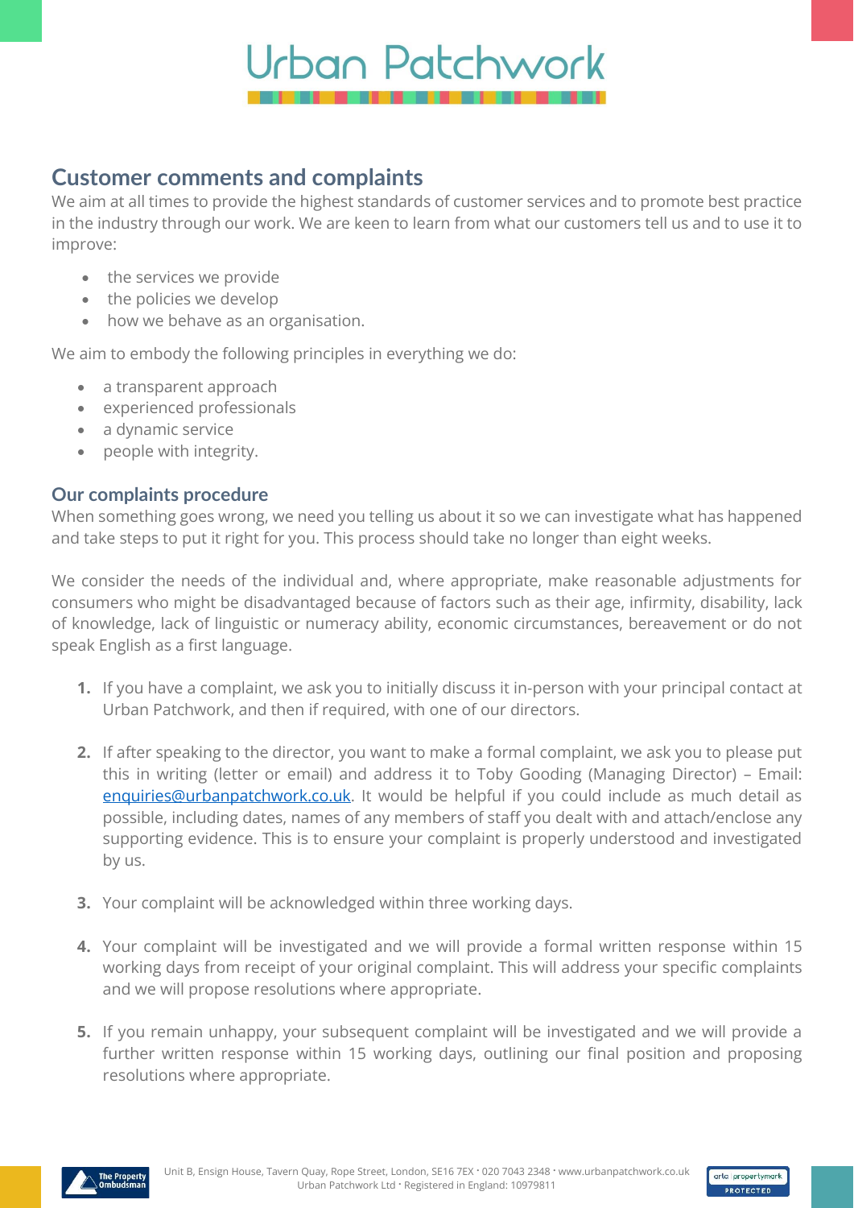# Urban Patchwork

## Customer comments and complaints

We aim at all times to provide the highest standards of customer services and to promote best practice in the industry through our work. We are keen to learn from what our customers tell us and to use it to improve:

- the services we provide
- the policies we develop
- how we behave as an organisation.

We aim to embody the following principles in everything we do:

- a transparent approach
- experienced professionals
- a dynamic service
- people with integrity.

### Our complaints procedure

When something goes wrong, we need you telling us about it so we can investigate what has happened and take steps to put it right for you. This process should take no longer than eight weeks.

We consider the needs of the individual and, where appropriate, make reasonable adjustments for consumers who might be disadvantaged because of factors such as their age, infirmity, disability, lack of knowledge, lack of linguistic or numeracy ability, economic circumstances, bereavement or do not speak English as a first language.

1. If you have a complaint, we ask you to initially discuss it in-person with your principal contact at Urban Patchwork, and then if required, with one of our directors.
2. If after speaking to the director, you want to make a formal complaint, we ask you to please put this in writing (letter or email) and address it to Toby Gooding (Managing Director) – Email: enquiries@urbanpatchwork.co.uk. It would be helpful if you could include as much detail as possible, including dates, names of any members of staff you dealt with and attach/enclose any supporting evidence. This is to ensure your complaint is properly understood and investigated by us.
3. Your complaint will be acknowledged within three working days.
4. Your complaint will be investigated and we will provide a formal written response within 15 working days from receipt of your original complaint. This will address your specific complaints and we will propose resolutions where appropriate.
5. If you remain unhappy, your subsequent complaint will be investigated and we will provide a further written response within 15 working days, outlining our final position and proposing resolutions where appropriate.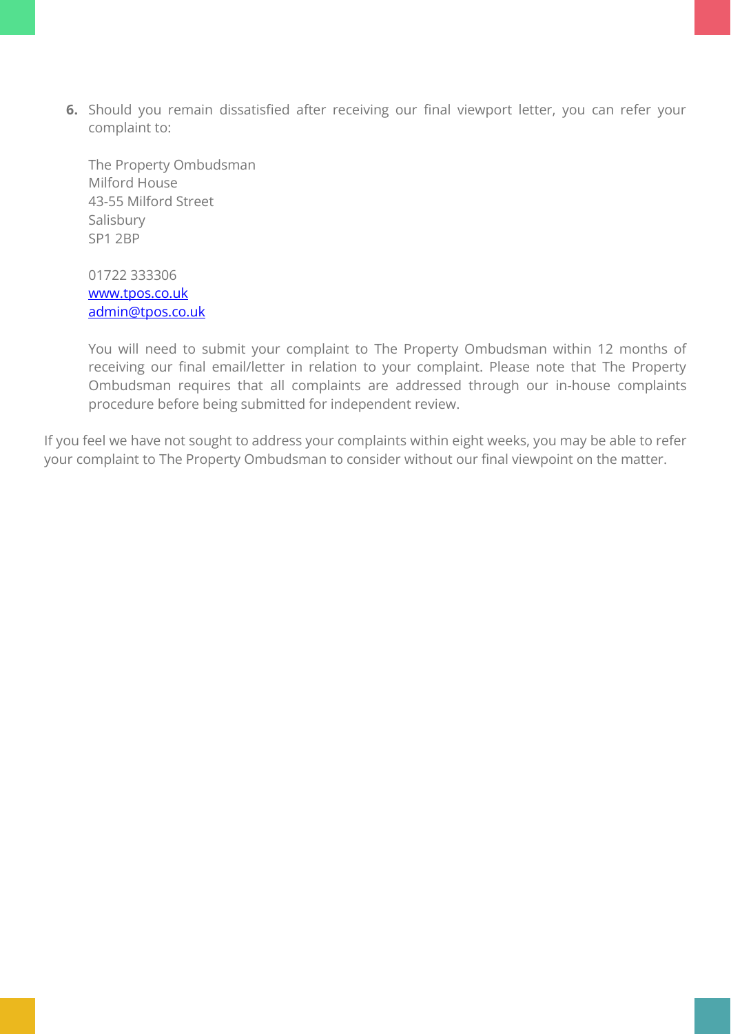6. Should you remain dissatisfied after receiving our final viewport letter, you can refer your complaint to:

   The Property Ombudsman
   Milford House
   43-55 Milford Street
   Salisbury
   SP1 2BP

   01722 333306
   [www.tpos.co.uk](http://www.tpos.co.uk)
   [admin@tpos.co.uk](mailto:admin@tpos.co.uk)

   You will need to submit your complaint to The Property Ombudsman within 12 months of receiving our final email/letter in relation to your complaint. Please note that The Property Ombudsman requires that all complaints are addressed through our in-house complaints procedure before being submitted for independent review.

If you feel we have not sought to address your complaints within eight weeks, you may be able to refer your complaint to The Property Ombudsman to consider without our final viewpoint on the matter.